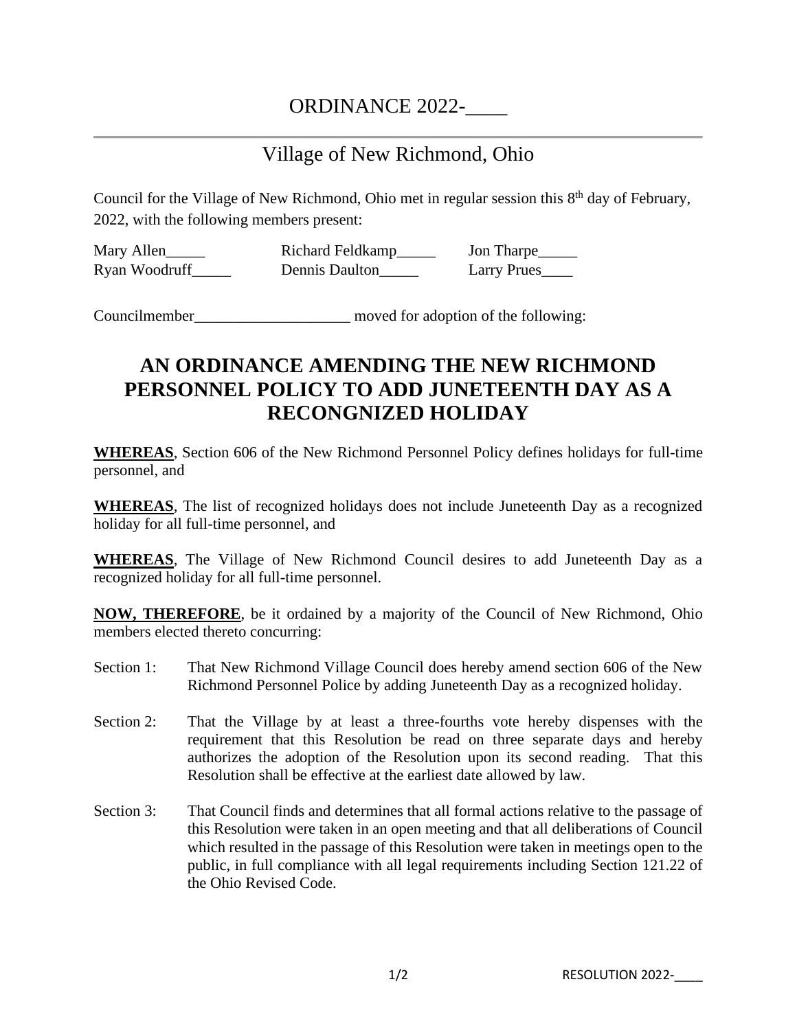# ORDINANCE 2022-____

## Village of New Richmond, Ohio

Council for the Village of New Richmond, Ohio met in regular session this 8th day of February, 2022, with the following members present:

| | | |
|---|---|---|
| Mary Allen_____ | Richard Feldkamp_____ | Jon Tharpe_____ |
| Ryan Woodruff_____ | Dennis Daulton_____ | Larry Prues____ |

Councilmember____________________ moved for adoption of the following:

# AN ORDINANCE AMENDING THE NEW RICHMOND PERSONNEL POLICY TO ADD JUNETEENTH DAY AS A RECONGNIZED HOLIDAY

**WHEREAS**, Section 606 of the New Richmond Personnel Policy defines holidays for full-time personnel, and

**WHEREAS**, The list of recognized holidays does not include Juneteenth Day as a recognized holiday for all full-time personnel, and

**WHEREAS**, The Village of New Richmond Council desires to add Juneteenth Day as a recognized holiday for all full-time personnel.

**NOW, THEREFORE**, be it ordained by a majority of the Council of New Richmond, Ohio members elected thereto concurring:

Section 1: That New Richmond Village Council does hereby amend section 606 of the New Richmond Personnel Police by adding Juneteenth Day as a recognized holiday.

Section 2: That the Village by at least a three-fourths vote hereby dispenses with the requirement that this Resolution be read on three separate days and hereby authorizes the adoption of the Resolution upon its second reading. That this Resolution shall be effective at the earliest date allowed by law.

Section 3: That Council finds and determines that all formal actions relative to the passage of this Resolution were taken in an open meeting and that all deliberations of Council which resulted in the passage of this Resolution were taken in meetings open to the public, in full compliance with all legal requirements including Section 121.22 of the Ohio Revised Code.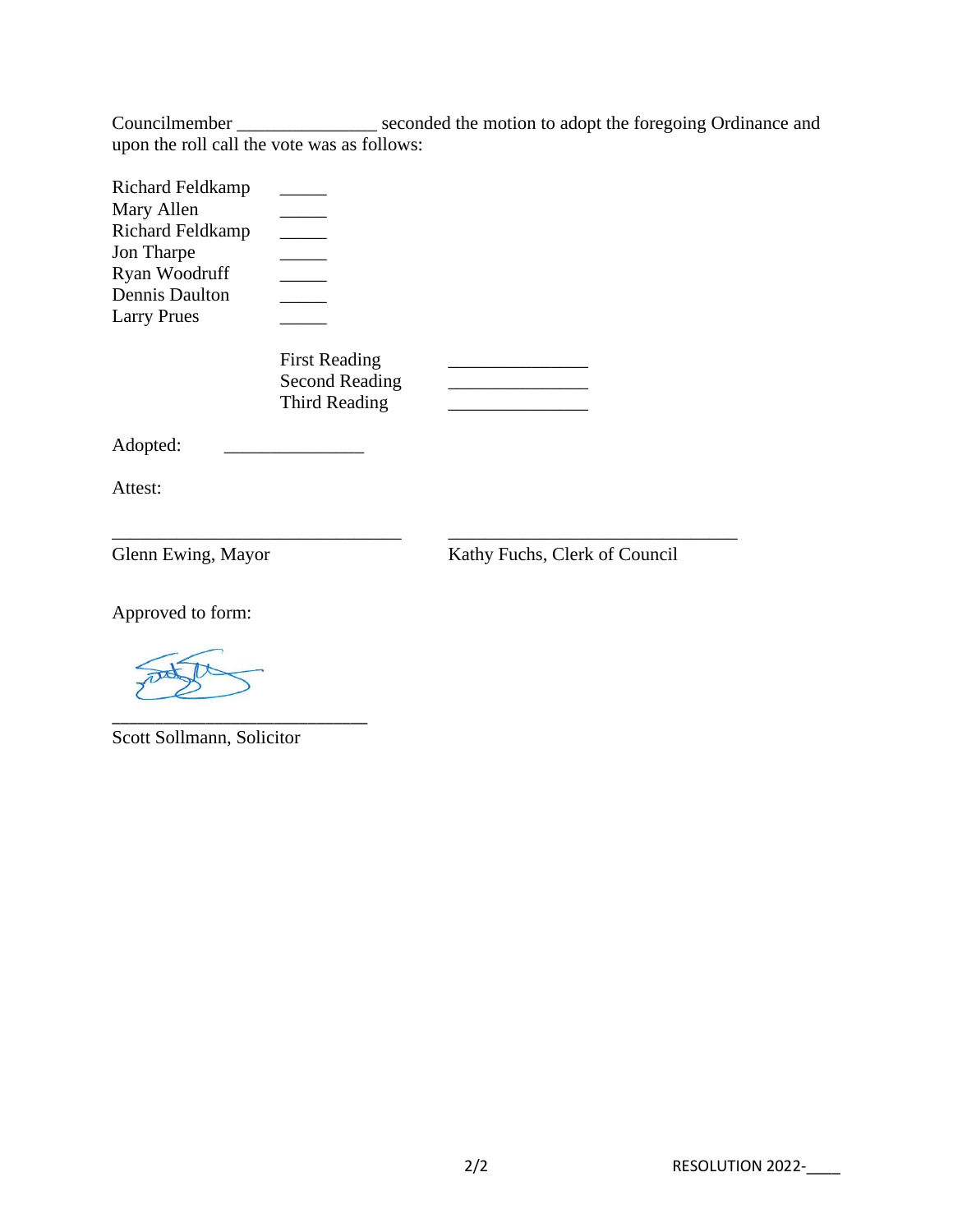Councilmember _______________ seconded the motion to adopt the foregoing Ordinance and upon the roll call the vote was as follows:

Richard Feldkamp _____
Mary Allen _____
Richard Feldkamp _____
Jon Tharpe _____
Ryan Woodruff _____
Dennis Daulton _____
Larry Prues _____

First Reading _______________
Second Reading _______________
Third Reading _______________

Adopted: _______________

Attest:

________________________________
Glenn Ewing, Mayor

________________________________
Kathy Fuchs, Clerk of Council

Approved to form:

____________________________
Scott Sollmann, Solicitor

RESOLUTION 2022-____